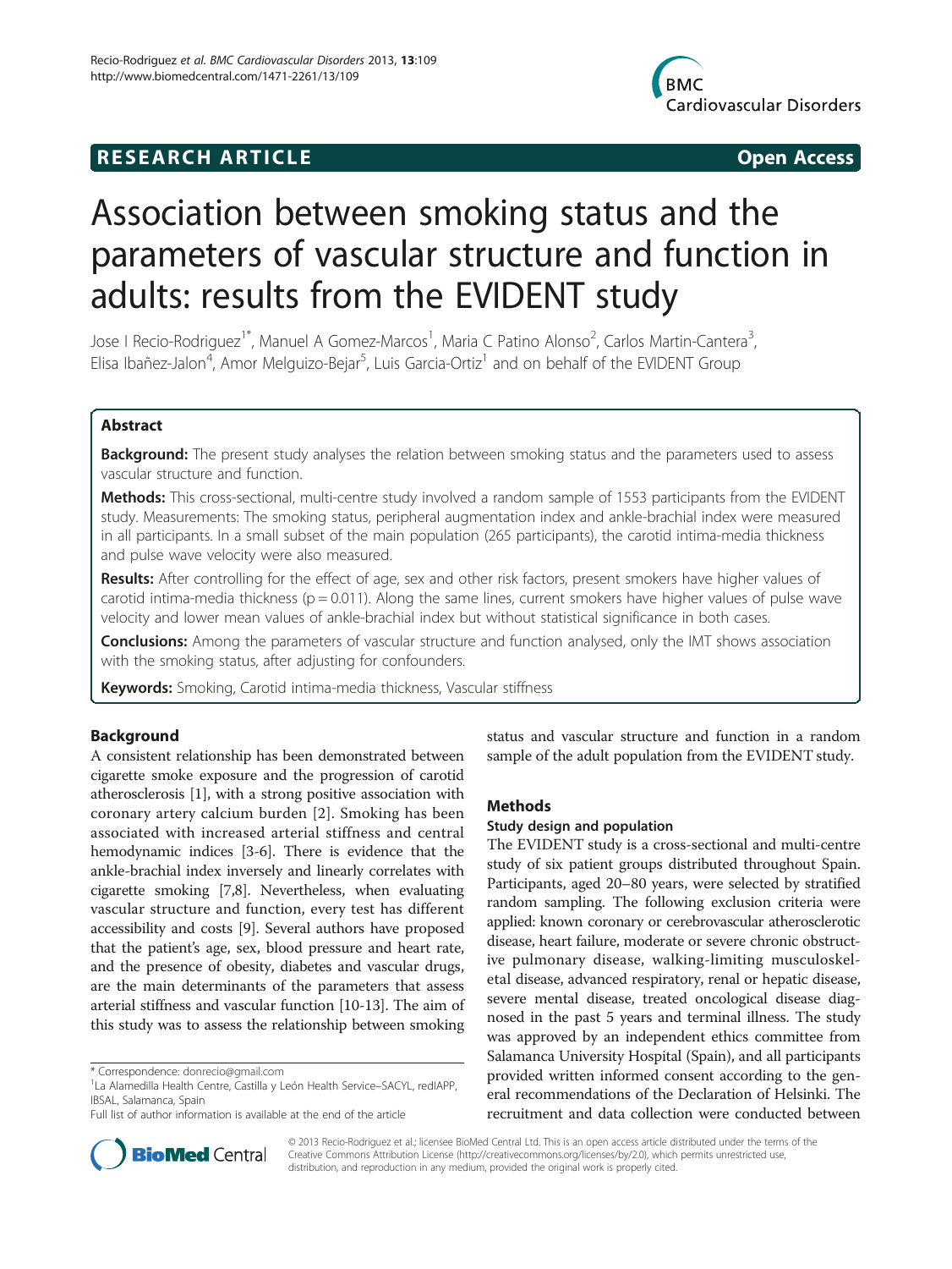**RESEARCH ARTICLE** **Open Access**

# Association between smoking status and the parameters of vascular structure and function in adults: results from the EVIDENT study

Jose I Recio-Rodriguez[1*], Manuel A Gomez-Marcos[1], Maria C Patino Alonso[2], Carlos Martin-Cantera[3], Elisa Ibañez-Jalon[4], Amor Melguizo-Bejar[5], Luis Garcia-Ortiz[1] and on behalf of the EVIDENT Group

## Abstract

**Background:** The present study analyses the relation between smoking status and the parameters used to assess vascular structure and function.

**Methods:** This cross-sectional, multi-centre study involved a random sample of 1553 participants from the EVIDENT study. Measurements: The smoking status, peripheral augmentation index and ankle-brachial index were measured in all participants. In a small subset of the main population (265 participants), the carotid intima-media thickness and pulse wave velocity were also measured.

**Results:** After controlling for the effect of age, sex and other risk factors, present smokers have higher values of carotid intima-media thickness ($p = 0.011$). Along the same lines, current smokers have higher values of pulse wave velocity and lower mean values of ankle-brachial index but without statistical significance in both cases.

**Conclusions:** Among the parameters of vascular structure and function analysed, only the IMT shows association with the smoking status, after adjusting for confounders.

**Keywords:** Smoking, Carotid intima-media thickness, Vascular stiffness

## Background

A consistent relationship has been demonstrated between cigarette smoke exposure and the progression of carotid atherosclerosis [1], with a strong positive association with coronary artery calcium burden [2]. Smoking has been associated with increased arterial stiffness and central hemodynamic indices [3-6]. There is evidence that the ankle-brachial index inversely and linearly correlates with cigarette smoking [7,8]. Nevertheless, when evaluating vascular structure and function, every test has different accessibility and costs [9]. Several authors have proposed that the patient's age, sex, blood pressure and heart rate, and the presence of obesity, diabetes and vascular drugs, are the main determinants of the parameters that assess arterial stiffness and vascular function [10-13]. The aim of this study was to assess the relationship between smoking status and vascular structure and function in a random sample of the adult population from the EVIDENT study.

## Methods

### Study design and population

The EVIDENT study is a cross-sectional and multi-centre study of six patient groups distributed throughout Spain. Participants, aged 20–80 years, were selected by stratified random sampling. The following exclusion criteria were applied: known coronary or cerebrovascular atherosclerotic disease, heart failure, moderate or severe chronic obstructive pulmonary disease, walking-limiting musculoskeletal disease, advanced respiratory, renal or hepatic disease, severe mental disease, treated oncological disease diagnosed in the past 5 years and terminal illness. The study was approved by an independent ethics committee from Salamanca University Hospital (Spain), and all participants provided written informed consent according to the general recommendations of the Declaration of Helsinki. The recruitment and data collection were conducted between

\* Correspondence: donrecio@gmail.com
[1]La Alamedilla Health Centre, Castilla y León Health Service–SACYL, redIAPP, IBSAL, Salamanca, Spain
Full list of author information is available at the end of the article

© 2013 Recio-Rodriguez et al.; licensee BioMed Central Ltd. This is an open access article distributed under the terms of the Creative Commons Attribution License (http://creativecommons.org/licenses/by/2.0), which permits unrestricted use, distribution, and reproduction in any medium, provided the original work is properly cited.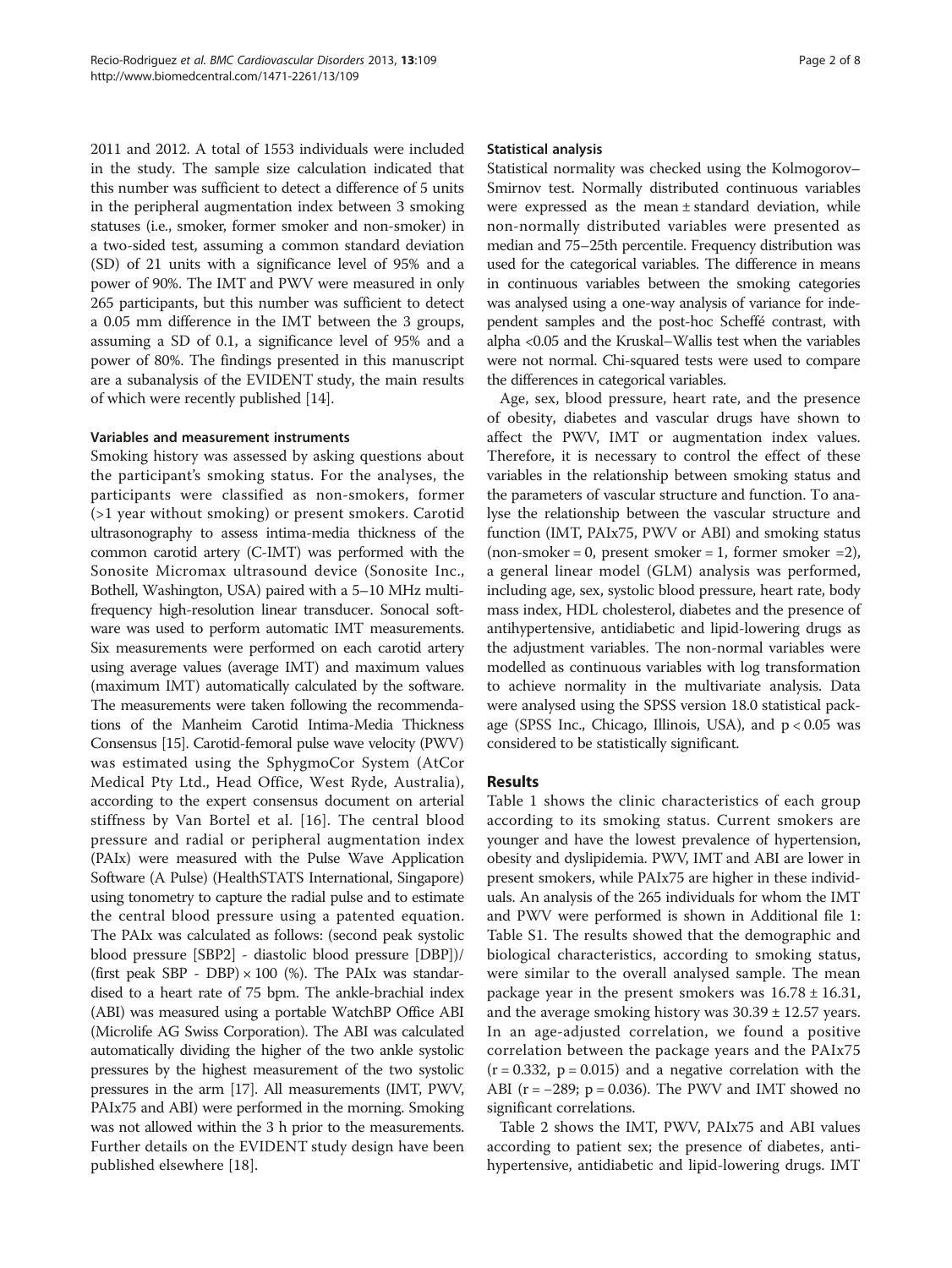2011 and 2012. A total of 1553 individuals were included in the study. The sample size calculation indicated that this number was sufficient to detect a difference of 5 units in the peripheral augmentation index between 3 smoking statuses (i.e., smoker, former smoker and non-smoker) in a two-sided test, assuming a common standard deviation (SD) of 21 units with a significance level of 95% and a power of 90%. The IMT and PWV were measured in only 265 participants, but this number was sufficient to detect a 0.05 mm difference in the IMT between the 3 groups, assuming a SD of 0.1, a significance level of 95% and a power of 80%. The findings presented in this manuscript are a subanalysis of the EVIDENT study, the main results of which were recently published [14].

#### Variables and measurement instruments

Smoking history was assessed by asking questions about the participant's smoking status. For the analyses, the participants were classified as non-smokers, former (>1 year without smoking) or present smokers. Carotid ultrasonography to assess intima-media thickness of the common carotid artery (C-IMT) was performed with the Sonosite Micromax ultrasound device (Sonosite Inc., Bothell, Washington, USA) paired with a 5–10 MHz multi-frequency high-resolution linear transducer. Sonocal software was used to perform automatic IMT measurements. Six measurements were performed on each carotid artery using average values (average IMT) and maximum values (maximum IMT) automatically calculated by the software. The measurements were taken following the recommendations of the Manheim Carotid Intima-Media Thickness Consensus [15]. Carotid-femoral pulse wave velocity (PWV) was estimated using the SphygmoCor System (AtCor Medical Pty Ltd., Head Office, West Ryde, Australia), according to the expert consensus document on arterial stiffness by Van Bortel et al. [16]. The central blood pressure and radial or peripheral augmentation index (PAIx) were measured with the Pulse Wave Application Software (A Pulse) (HealthSTATS International, Singapore) using tonometry to capture the radial pulse and to estimate the central blood pressure using a patented equation. The PAIx was calculated as follows: (second peak systolic blood pressure [SBP2] - diastolic blood pressure [DBP])/(first peak SBP - DBP) × 100 (%). The PAIx was standardised to a heart rate of 75 bpm. The ankle-brachial index (ABI) was measured using a portable WatchBP Office ABI (Microlife AG Swiss Corporation). The ABI was calculated automatically dividing the higher of the two ankle systolic pressures by the highest measurement of the two systolic pressures in the arm [17]. All measurements (IMT, PWV, PAIx75 and ABI) were performed in the morning. Smoking was not allowed within the 3 h prior to the measurements. Further details on the EVIDENT study design have been published elsewhere [18].

#### Statistical analysis

Statistical normality was checked using the Kolmogorov–Smirnov test. Normally distributed continuous variables were expressed as the mean ± standard deviation, while non-normally distributed variables were presented as median and 75–25th percentile. Frequency distribution was used for the categorical variables. The difference in means in continuous variables between the smoking categories was analysed using a one-way analysis of variance for independent samples and the post-hoc Scheffé contrast, with alpha <0.05 and the Kruskal–Wallis test when the variables were not normal. Chi-squared tests were used to compare the differences in categorical variables.

Age, sex, blood pressure, heart rate, and the presence of obesity, diabetes and vascular drugs have shown to affect the PWV, IMT or augmentation index values. Therefore, it is necessary to control the effect of these variables in the relationship between smoking status and the parameters of vascular structure and function. To analyse the relationship between the vascular structure and function (IMT, PAIx75, PWV or ABI) and smoking status (non-smoker = 0, present smoker = 1, former smoker =2), a general linear model (GLM) analysis was performed, including age, sex, systolic blood pressure, heart rate, body mass index, HDL cholesterol, diabetes and the presence of antihypertensive, antidiabetic and lipid-lowering drugs as the adjustment variables. The non-normal variables were modelled as continuous variables with log transformation to achieve normality in the multivariate analysis. Data were analysed using the SPSS version 18.0 statistical package (SPSS Inc., Chicago, Illinois, USA), and $p < 0.05$ was considered to be statistically significant.

## Results

Table 1 shows the clinic characteristics of each group according to its smoking status. Current smokers are younger and have the lowest prevalence of hypertension, obesity and dyslipidemia. PWV, IMT and ABI are lower in present smokers, while PAIx75 are higher in these individuals. An analysis of the 265 individuals for whom the IMT and PWV were performed is shown in Additional file 1: Table S1. The results showed that the demographic and biological characteristics, according to smoking status, were similar to the overall analysed sample. The mean package year in the present smokers was 16.78 ± 16.31, and the average smoking history was 30.39 ± 12.57 years. In an age-adjusted correlation, we found a positive correlation between the package years and the PAIx75 ($r = 0.332$, $p = 0.015$) and a negative correlation with the ABI ($r = -289$; $p = 0.036$). The PWV and IMT showed no significant correlations.

Table 2 shows the IMT, PWV, PAIx75 and ABI values according to patient sex; the presence of diabetes, antihypertensive, antidiabetic and lipid-lowering drugs. IMT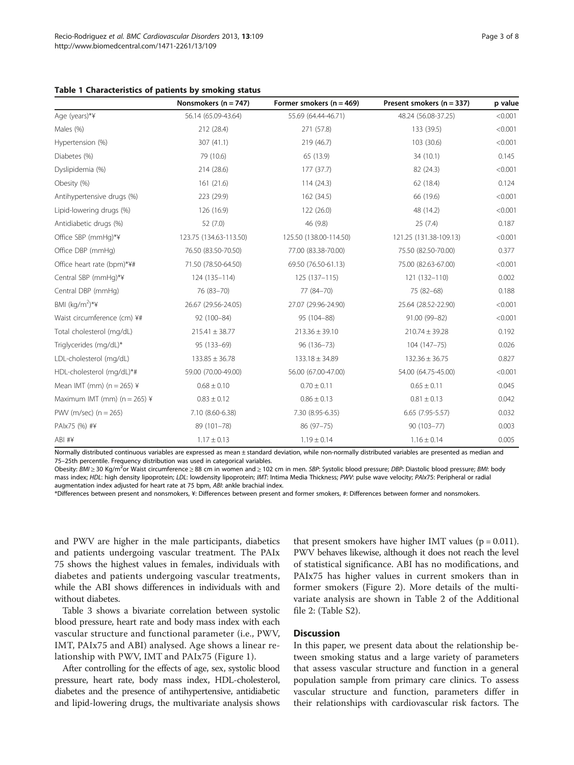**Table 1 Characteristics of patients by smoking status**

| | Nonsmokers (n = 747) | Former smokers (n = 469) | Present smokers (n = 337) | p value |
|---|---|---|---|---|
| Age (years)*¥ | 56.14 (65.09-43.64) | 55.69 (64.44-46.71) | 48.24 (56.08-37.25) | <0.001 |
| Males (%) | 212 (28.4) | 271 (57.8) | 133 (39.5) | <0.001 |
| Hypertension (%) | 307 (41.1) | 219 (46.7) | 103 (30.6) | <0.001 |
| Diabetes (%) | 79 (10.6) | 65 (13.9) | 34 (10.1) | 0.145 |
| Dyslipidemia (%) | 214 (28.6) | 177 (37.7) | 82 (24.3) | <0.001 |
| Obesity (%) | 161 (21.6) | 114 (24.3) | 62 (18.4) | 0.124 |
| Antihypertensive drugs (%) | 223 (29.9) | 162 (34.5) | 66 (19.6) | <0.001 |
| Lipid-lowering drugs (%) | 126 (16.9) | 122 (26.0) | 48 (14.2) | <0.001 |
| Antidiabetic drugs (%) | 52 (7.0) | 46 (9.8) | 25 (7.4) | 0.187 |
| Office SBP (mmHg)*¥ | 123.75 (134.63-113.50) | 125.50 (138.00-114.50) | 121.25 (131.38-109.13) | <0.001 |
| Office DBP (mmHg) | 76.50 (83.50-70.50) | 77.00 (83.38-70.00) | 75.50 (82.50-70.00) | 0.377 |
| Office heart rate (bpm)*¥# | 71.50 (78.50-64.50) | 69.50 (76.50-61.13) | 75.00 (82.63-67.00) | <0.001 |
| Central SBP (mmHg)*¥ | 124 (135–114) | 125 (137–115) | 121 (132–110) | 0.002 |
| Central DBP (mmHg) | 76 (83–70) | 77 (84–70) | 75 (82–68) | 0.188 |
| BMI (kg/m$^2$)*¥ | 26.67 (29.56-24.05) | 27.07 (29.96-24.90) | 25.64 (28.52-22.90) | <0.001 |
| Waist circumference (cm) ¥# | 92 (100–84) | 95 (104–88) | 91.00 (99–82) | <0.001 |
| Total cholesterol (mg/dL) | 215.41 ± 38.77 | 213.36 ± 39.10 | 210.74 ± 39.28 | 0.192 |
| Triglycerides (mg/dL)* | 95 (133–69) | 96 (136–73) | 104 (147–75) | 0.026 |
| LDL-cholesterol (mg/dL) | 133.85 ± 36.78 | 133.18 ± 34.89 | 132.36 ± 36.75 | 0.827 |
| HDL-cholesterol (mg/dL)*# | 59.00 (70.00-49.00) | 56.00 (67.00-47.00) | 54.00 (64.75-45.00) | <0.001 |
| Mean IMT (mm) (n = 265) ¥ | 0.68 ± 0.10 | 0.70 ± 0.11 | 0.65 ± 0.11 | 0.045 |
| Maximum IMT (mm) (n = 265) ¥ | 0.83 ± 0.12 | 0.86 ± 0.13 | 0.81 ± 0.13 | 0.042 |
| PWV (m/sec) (n = 265) | 7.10 (8.60-6.38) | 7.30 (8.95-6.35) | 6.65 (7.95-5.57) | 0.032 |
| PAIx75 (%) #¥ | 89 (101–78) | 86 (97–75) | 90 (103–77) | 0.003 |
| ABI #¥ | 1.17 ± 0.13 | 1.19 ± 0.14 | 1.16 ± 0.14 | 0.005 |

Normally distributed continuous variables are expressed as mean ± standard deviation, while non-normally distributed variables are presented as median and 75–25th percentile. Frequency distribution was used in categorical variables.
Obesity: *BMI* ≥ 30 Kg/m$^2$or Waist circumference ≥ 88 cm in women and ≥ 102 cm in men. *SBP*: Systolic blood pressure; *DBP*: Diastolic blood pressure; *BMI*: body mass index; *HDL*: high density lipoprotein; *LDL*: lowdensity lipoprotein; *IMT*: Intima Media Thickness; *PWV*: pulse wave velocity; *PAIx75*: Peripheral or radial augmentation index adjusted for heart rate at 75 bpm, *ABI*: ankle brachial index.
*Differences between present and nonsmokers, ¥: Differences between present and former smokers, #: Differences between former and nonsmokers.

and PWV are higher in the male participants, diabetics and patients undergoing vascular treatment. The PAIx 75 shows the highest values in females, individuals with diabetes and patients undergoing vascular treatments, while the ABI shows differences in individuals with and without diabetes.

Table 3 shows a bivariate correlation between systolic blood pressure, heart rate and body mass index with each vascular structure and functional parameter (i.e., PWV, IMT, PAIx75 and ABI) analysed. Age shows a linear relationship with PWV, IMT and PAIx75 (Figure 1).

After controlling for the effects of age, sex, systolic blood pressure, heart rate, body mass index, HDL-cholesterol, diabetes and the presence of antihypertensive, antidiabetic and lipid-lowering drugs, the multivariate analysis shows that present smokers have higher IMT values ($p = 0.011$). PWV behaves likewise, although it does not reach the level of statistical significance. ABI has no modifications, and PAIx75 has higher values in current smokers than in former smokers (Figure 2). More details of the multivariate analysis are shown in Table 2 of the Additional file 2: (Table S2).

## Discussion

In this paper, we present data about the relationship between smoking status and a large variety of parameters that assess vascular structure and function in a general population sample from primary care clinics. To assess vascular structure and function, parameters differ in their relationships with cardiovascular risk factors. The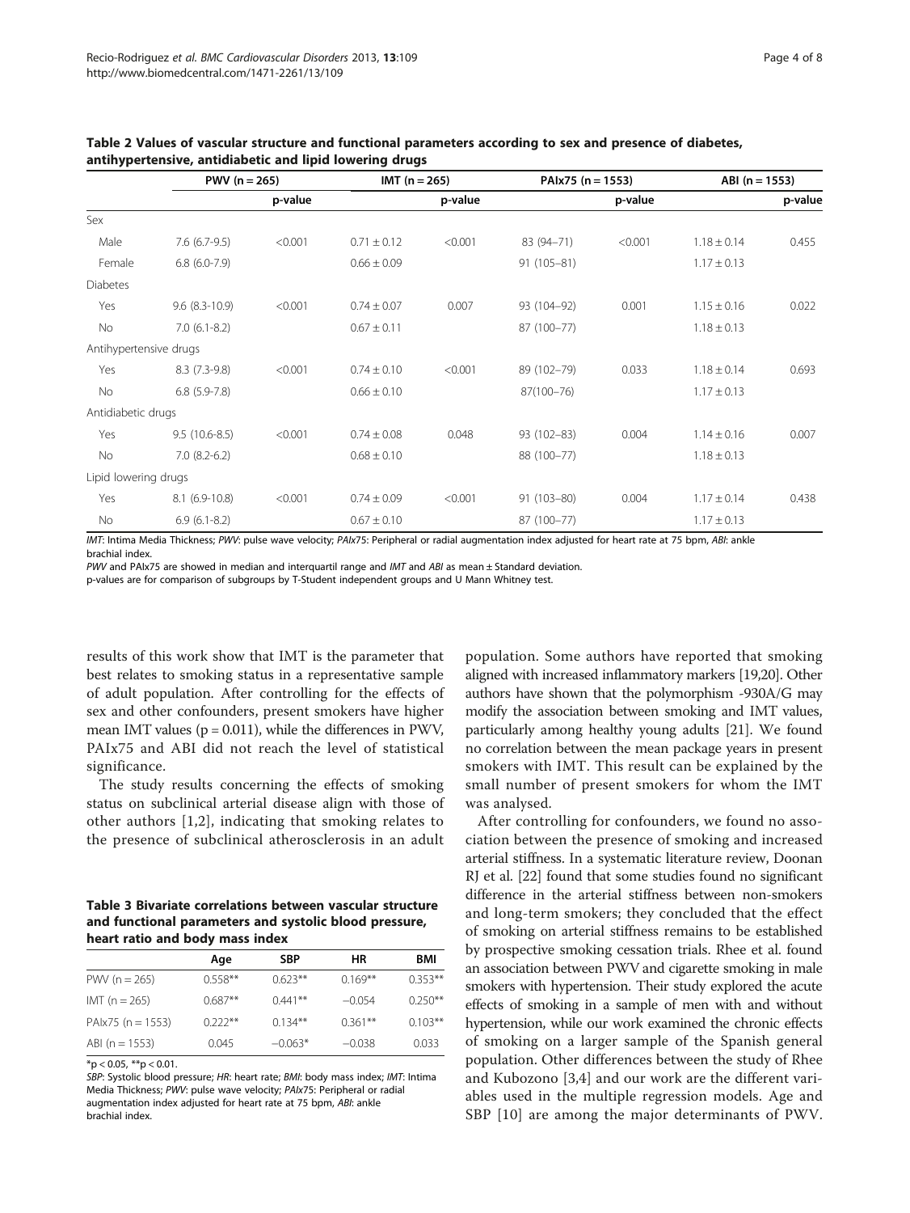**Table 2 Values of vascular structure and functional parameters according to sex and presence of diabetes, antihypertensive, antidiabetic and lipid lowering drugs**

| | PWV (n = 265) | | IMT (n = 265) | | PAIx75 (n = 1553) | | ABI (n = 1553) | |
|---|---|---|---|---|---|---|---|---|
| | | p-value | | p-value | | p-value | | p-value |
| Sex | | | | | | | | |
| Male | 7.6 (6.7-9.5) | <0.001 | 0.71 ± 0.12 | <0.001 | 83 (94–71) | <0.001 | 1.18 ± 0.14 | 0.455 |
| Female | 6.8 (6.0-7.9) | | 0.66 ± 0.09 | | 91 (105–81) | | 1.17 ± 0.13 | |
| Diabetes | | | | | | | | |
| Yes | 9.6 (8.3-10.9) | <0.001 | 0.74 ± 0.07 | 0.007 | 93 (104–92) | 0.001 | 1.15 ± 0.16 | 0.022 |
| No | 7.0 (6.1-8.2) | | 0.67 ± 0.11 | | 87 (100–77) | | 1.18 ± 0.13 | |
| Antihypertensive drugs | | | | | | | | |
| Yes | 8.3 (7.3-9.8) | <0.001 | 0.74 ± 0.10 | <0.001 | 89 (102–79) | 0.033 | 1.18 ± 0.14 | 0.693 |
| No | 6.8 (5.9-7.8) | | 0.66 ± 0.10 | | 87(100–76) | | 1.17 ± 0.13 | |
| Antidiabetic drugs | | | | | | | | |
| Yes | 9.5 (10.6-8.5) | <0.001 | 0.74 ± 0.08 | 0.048 | 93 (102–83) | 0.004 | 1.14 ± 0.16 | 0.007 |
| No | 7.0 (8.2-6.2) | | 0.68 ± 0.10 | | 88 (100–77) | | 1.18 ± 0.13 | |
| Lipid lowering drugs | | | | | | | | |
| Yes | 8.1 (6.9-10.8) | <0.001 | 0.74 ± 0.09 | <0.001 | 91 (103–80) | 0.004 | 1.17 ± 0.14 | 0.438 |
| No | 6.9 (6.1-8.2) | | 0.67 ± 0.10 | | 87 (100–77) | | 1.17 ± 0.13 | |

*IMT*: Intima Media Thickness; *PWV*: pulse wave velocity; *PAIx75*: Peripheral or radial augmentation index adjusted for heart rate at 75 bpm, *ABI*: ankle brachial index.
*PWV* and PAIx75 are showed in median and interquartil range and *IMT* and *ABI* as mean ± Standard deviation.
p-values are for comparison of subgroups by T-Student independent groups and U Mann Whitney test.

results of this work show that IMT is the parameter that best relates to smoking status in a representative sample of adult population. After controlling for the effects of sex and other confounders, present smokers have higher mean IMT values (p = 0.011), while the differences in PWV, PAIx75 and ABI did not reach the level of statistical significance.

The study results concerning the effects of smoking status on subclinical arterial disease align with those of other authors [1,2], indicating that smoking relates to the presence of subclinical atherosclerosis in an adult population. Some authors have reported that smoking aligned with increased inflammatory markers [19,20]. Other authors have shown that the polymorphism -930A/G may modify the association between smoking and IMT values, particularly among healthy young adults [21]. We found no correlation between the mean package years in present smokers with IMT. This result can be explained by the small number of present smokers for whom the IMT was analysed.

**Table 3 Bivariate correlations between vascular structure and functional parameters and systolic blood pressure, heart ratio and body mass index**

| | Age | SBP | HR | BMI |
|---|---|---|---|---|
| PWV (n = 265) | 0.558** | 0.623** | 0.169** | 0.353** |
| IMT (n = 265) | 0.687** | 0.441** | −0.054 | 0.250** |
| PAIx75 (n = 1553) | 0.222** | 0.134** | 0.361** | 0.103** |
| ABI (n = 1553) | 0.045 | −0.063* | −0.038 | 0.033 |

*p < 0.05, **p < 0.01.
*SBP*: Systolic blood pressure; *HR*: heart rate; *BMI*: body mass index; *IMT*: Intima Media Thickness; *PWV*: pulse wave velocity; *PAIx75*: Peripheral or radial augmentation index adjusted for heart rate at 75 bpm, *ABI*: ankle brachial index.

After controlling for confounders, we found no association between the presence of smoking and increased arterial stiffness. In a systematic literature review, Doonan RJ et al. [22] found that some studies found no significant difference in the arterial stiffness between non-smokers and long-term smokers; they concluded that the effect of smoking on arterial stiffness remains to be established by prospective smoking cessation trials. Rhee et al. found an association between PWV and cigarette smoking in male smokers with hypertension. Their study explored the acute effects of smoking in a sample of men with and without hypertension, while our work examined the chronic effects of smoking on a larger sample of the Spanish general population. Other differences between the study of Rhee and Kubozono [3,4] and our work are the different variables used in the multiple regression models. Age and SBP [10] are among the major determinants of PWV.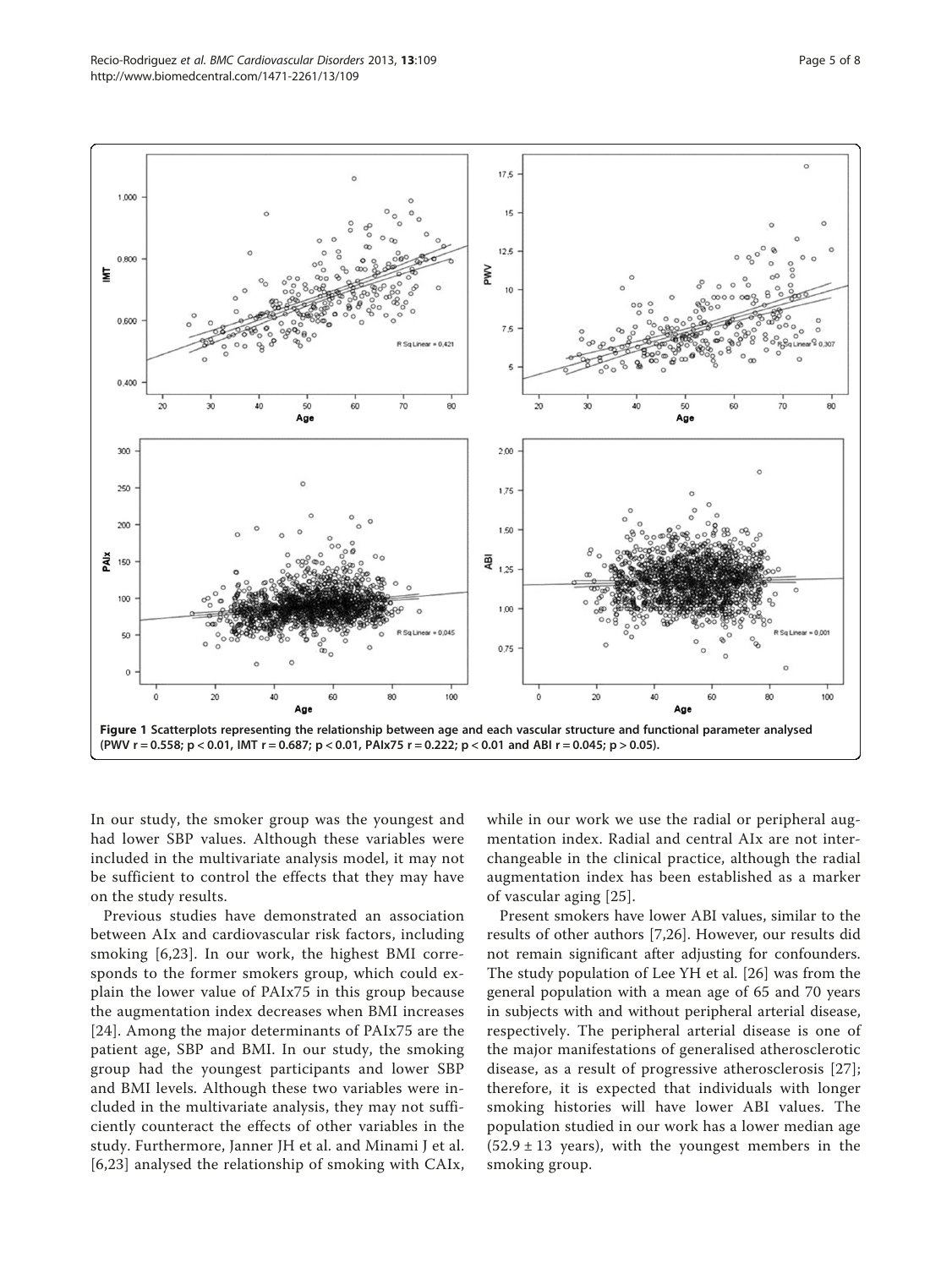**Figure 1 Scatterplots representing the relationship between age and each vascular structure and functional parameter analysed (PWV r = 0.558; p < 0.01, IMT r = 0.687; p < 0.01, PAIx75 r = 0.222; p < 0.01 and ABI r = 0.045; p > 0.05).**

In our study, the smoker group was the youngest and had lower SBP values. Although these variables were included in the multivariate analysis model, it may not be sufficient to control the effects that they may have on the study results.

Previous studies have demonstrated an association between AIx and cardiovascular risk factors, including smoking [6,23]. In our work, the highest BMI corresponds to the former smokers group, which could explain the lower value of PAIx75 in this group because the augmentation index decreases when BMI increases [24]. Among the major determinants of PAIx75 are the patient age, SBP and BMI. In our study, the smoking group had the youngest participants and lower SBP and BMI levels. Although these two variables were included in the multivariate analysis, they may not sufficiently counteract the effects of other variables in the study. Furthermore, Janner JH et al. and Minami J et al. [6,23] analysed the relationship of smoking with CAIx, while in our work we use the radial or peripheral augmentation index. Radial and central AIx are not interchangeable in the clinical practice, although the radial augmentation index has been established as a marker of vascular aging [25].

Present smokers have lower ABI values, similar to the results of other authors [7,26]. However, our results did not remain significant after adjusting for confounders. The study population of Lee YH et al. [26] was from the general population with a mean age of 65 and 70 years in subjects with and without peripheral arterial disease, respectively. The peripheral arterial disease is one of the major manifestations of generalised atherosclerotic disease, as a result of progressive atherosclerosis [27]; therefore, it is expected that individuals with longer smoking histories will have lower ABI values. The population studied in our work has a lower median age (52.9 ± 13 years), with the youngest members in the smoking group.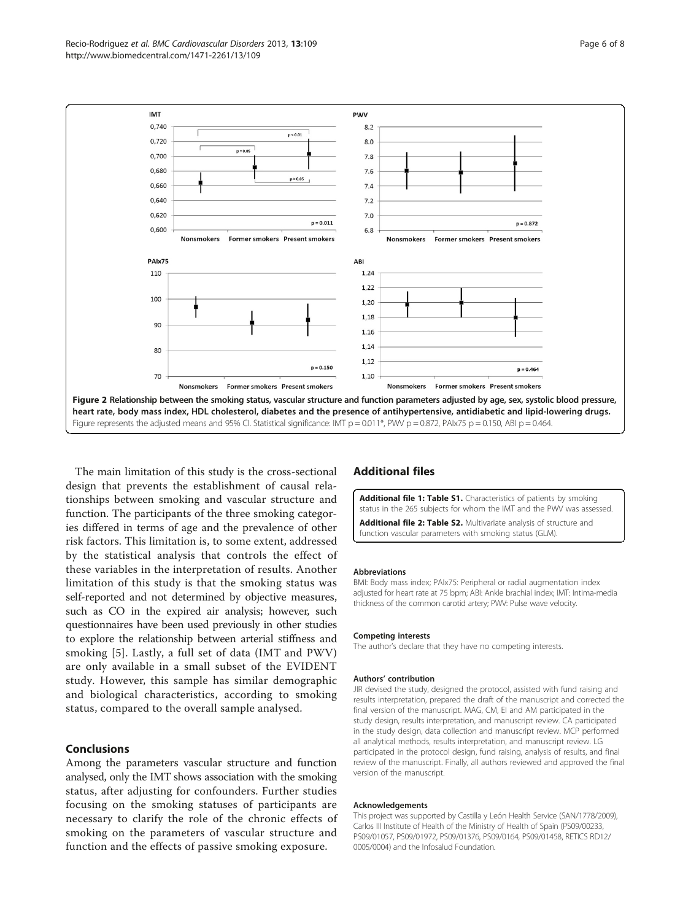Figure 2 Relationship between the smoking status, vascular structure and function parameters adjusted by age, sex, systolic blood pressure, heart rate, body mass index, HDL cholesterol, diabetes and the presence of antihypertensive, antidiabetic and lipid-lowering drugs. Figure represents the adjusted means and 95% CI. Statistical significance: IMT p = 0.011*, PWV p = 0.872, PAIx75 p = 0.150, ABI p = 0.464.

The main limitation of this study is the cross-sectional design that prevents the establishment of causal relationships between smoking and vascular structure and function. The participants of the three smoking categories differed in terms of age and the prevalence of other risk factors. This limitation is, to some extent, addressed by the statistical analysis that controls the effect of these variables in the interpretation of results. Another limitation of this study is that the smoking status was self-reported and not determined by objective measures, such as CO in the expired air analysis; however, such questionnaires have been used previously in other studies to explore the relationship between arterial stiffness and smoking [5]. Lastly, a full set of data (IMT and PWV) are only available in a small subset of the EVIDENT study. However, this sample has similar demographic and biological characteristics, according to smoking status, compared to the overall sample analysed.

## Conclusions

Among the parameters vascular structure and function analysed, only the IMT shows association with the smoking status, after adjusting for confounders. Further studies focusing on the smoking statuses of participants are necessary to clarify the role of the chronic effects of smoking on the parameters of vascular structure and function and the effects of passive smoking exposure.

## Additional files

**Additional file 1: Table S1.** Characteristics of patients by smoking status in the 265 subjects for whom the IMT and the PWV was assessed.

**Additional file 2: Table S2.** Multivariate analysis of structure and function vascular parameters with smoking status (GLM).

#### Abbreviations

BMI: Body mass index; PAIx75: Peripheral or radial augmentation index adjusted for heart rate at 75 bpm; ABI: Ankle brachial index; IMT: Intima-media thickness of the common carotid artery; PWV: Pulse wave velocity.

#### Competing interests

The author's declare that they have no competing interests.

#### Authors' contribution

JIR devised the study, designed the protocol, assisted with fund raising and results interpretation, prepared the draft of the manuscript and corrected the final version of the manuscript. MAG, CM, EI and AM participated in the study design, results interpretation, and manuscript review. CA participated in the study design, data collection and manuscript review. MCP performed all analytical methods, results interpretation, and manuscript review. LG participated in the protocol design, fund raising, analysis of results, and final review of the manuscript. Finally, all authors reviewed and approved the final version of the manuscript.

#### Acknowledgements

This project was supported by Castilla y León Health Service (SAN/1778/2009), Carlos III Institute of Health of the Ministry of Health of Spain (PS09/00233, PS09/01057, PS09/01972, PS09/01376, PS09/0164, PS09/01458, RETICS RD12/0005/0004) and the Infosalud Foundation.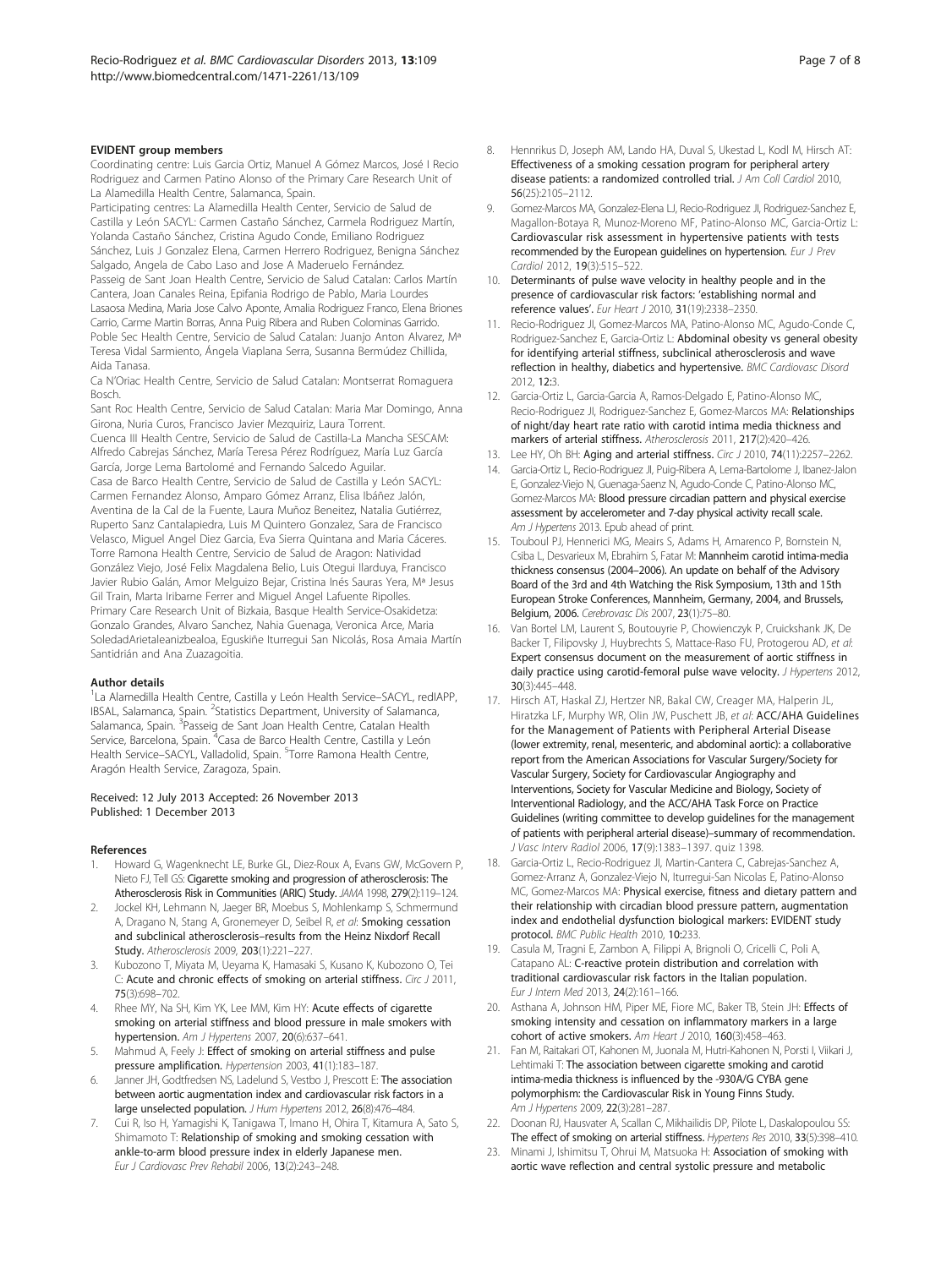### EVIDENT group members

Coordinating centre: Luis Garcia Ortiz, Manuel A Gómez Marcos, José I Recio Rodriguez and Carmen Patino Alonso of the Primary Care Research Unit of La Alamedilla Health Centre, Salamanca, Spain.

Participating centres: La Alamedilla Health Center, Servicio de Salud de Castilla y León SACYL: Carmen Castaño Sánchez, Carmela Rodriguez Martín, Yolanda Castaño Sánchez, Cristina Agudo Conde, Emiliano Rodriguez Sánchez, Luis J Gonzalez Elena, Carmen Herrero Rodriguez, Benigna Sánchez Salgado, Angela de Cabo Laso and Jose A Maderuelo Fernández.

Passeig de Sant Joan Health Centre, Servicio de Salud Catalan: Carlos Martín Cantera, Joan Canales Reina, Epifania Rodrigo de Pablo, Maria Lourdes Lasaosa Medina, Maria Jose Calvo Aponte, Amalia Rodriguez Franco, Elena Briones Carrio, Carme Martin Borras, Anna Puig Ribera and Ruben Colominas Garrido.

Poble Sec Health Centre, Servicio de Salud Catalan: Juanjo Anton Alvarez, Mª Teresa Vidal Sarmiento, Ángela Viaplana Serra, Susanna Bermúdez Chillida, Aida Tanasa.

Ca N'Oriac Health Centre, Servicio de Salud Catalan: Montserrat Romaguera Bosch.

Sant Roc Health Centre, Servicio de Salud Catalan: Maria Mar Domingo, Anna Girona, Nuria Curos, Francisco Javier Mezquiriz, Laura Torrent.

Cuenca III Health Centre, Servicio de Salud de Castilla-La Mancha SESCAM: Alfredo Cabrejas Sánchez, María Teresa Pérez Rodríguez, María Luz García García, Jorge Lema Bartolomé and Fernando Salcedo Aguilar.

Casa de Barco Health Centre, Servicio de Salud de Castilla y León SACYL: Carmen Fernandez Alonso, Amparo Gómez Arranz, Elisa Ibáñez Jalón, Aventina de la Cal de la Fuente, Laura Muñoz Beneitez, Natalia Gutiérrez, Ruperto Sanz Cantalapiedra, Luis M Quintero Gonzalez, Sara de Francisco Velasco, Miguel Angel Diez Garcia, Eva Sierra Quintana and Maria Cáceres.

Torre Ramona Health Centre, Servicio de Salud de Aragon: Natividad González Viejo, José Felix Magdalena Belio, Luis Otegui Ilarduya, Francisco Javier Rubio Galán, Amor Melguizo Bejar, Cristina Inés Sauras Yera, Mª Jesus Gil Train, Marta Iribarne Ferrer and Miguel Angel Lafuente Ripolles.

Primary Care Research Unit of Bizkaia, Basque Health Service-Osakidetza: Gonzalo Grandes, Alvaro Sanchez, Nahia Guenaga, Veronica Arce, Maria SoledadArietaleanizbealoa, Eguskiñe Iturregui San Nicolás, Rosa Amaia Martín Santidrián and Ana Zuazagoitia.

### Author details

[1]La Alamedilla Health Centre, Castilla y León Health Service–SACYL, redIAPP, IBSAL, Salamanca, Spain. [2]Statistics Department, University of Salamanca, Salamanca, Spain. [3]Passeig de Sant Joan Health Centre, Catalan Health Service, Barcelona, Spain. [4]Casa de Barco Health Centre, Castilla y León Health Service–SACYL, Valladolid, Spain. [5]Torre Ramona Health Centre, Aragón Health Service, Zaragoza, Spain.

Received: 12 July 2013 Accepted: 26 November 2013
Published: 1 December 2013

### References

1. Howard G, Wagenknecht LE, Burke GL, Diez-Roux A, Evans GW, McGovern P, Nieto FJ, Tell GS: **Cigarette smoking and progression of atherosclerosis: The Atherosclerosis Risk in Communities (ARIC) Study.** *JAMA* 1998, **279**(2):119–124.
2. Jockel KH, Lehmann N, Jaeger BR, Moebus S, Mohlenkamp S, Schmermund A, Dragano N, Stang A, Gronemeyer D, Seibel R, *et al*: **Smoking cessation and subclinical atherosclerosis–results from the Heinz Nixdorf Recall Study.** *Atherosclerosis* 2009, **203**(1):221–227.
3. Kubozono T, Miyata M, Ueyama K, Hamasaki S, Kusano K, Kubozono O, Tei C: **Acute and chronic effects of smoking on arterial stiffness.** *Circ J* 2011, **75**(3):698–702.
4. Rhee MY, Na SH, Kim YK, Lee MM, Kim HY: **Acute effects of cigarette smoking on arterial stiffness and blood pressure in male smokers with hypertension.** *Am J Hypertens* 2007, **20**(6):637–641.
5. Mahmud A, Feely J: **Effect of smoking on arterial stiffness and pulse pressure amplification.** *Hypertension* 2003, **41**(1):183–187.
6. Janner JH, Godtfredsen NS, Ladelund S, Vestbo J, Prescott E: **The association between aortic augmentation index and cardiovascular risk factors in a large unselected population.** *J Hum Hypertens* 2012, **26**(8):476–484.
7. Cui R, Iso H, Yamagishi K, Tanigawa T, Imano H, Ohira T, Kitamura A, Sato S, Shimamoto T: **Relationship of smoking and smoking cessation with ankle-to-arm blood pressure index in elderly Japanese men.** *Eur J Cardiovasc Prev Rehabil* 2006, **13**(2):243–248.
8. Hennrikus D, Joseph AM, Lando HA, Duval S, Ukestad L, Kodl M, Hirsch AT: **Effectiveness of a smoking cessation program for peripheral artery disease patients: a randomized controlled trial.** *J Am Coll Cardiol* 2010, **56**(25):2105–2112.
9. Gomez-Marcos MA, Gonzalez-Elena LJ, Recio-Rodriguez JI, Rodriguez-Sanchez E, Magallon-Botaya R, Munoz-Moreno MF, Patino-Alonso MC, Garcia-Ortiz L: **Cardiovascular risk assessment in hypertensive patients with tests recommended by the European guidelines on hypertension.** *Eur J Prev Cardiol* 2012, **19**(3):515–522.
10. **Determinants of pulse wave velocity in healthy people and in the presence of cardiovascular risk factors: 'establishing normal and reference values'.** *Eur Heart J* 2010, **31**(19):2338–2350.
11. Recio-Rodriguez JI, Gomez-Marcos MA, Patino-Alonso MC, Agudo-Conde C, Rodriguez-Sanchez E, Garcia-Ortiz L: **Abdominal obesity vs general obesity for identifying arterial stiffness, subclinical atherosclerosis and wave reflection in healthy, diabetics and hypertensive.** *BMC Cardiovasc Disord* 2012, **12**:3.
12. Garcia-Ortiz L, Garcia-Garcia A, Ramos-Delgado E, Patino-Alonso MC, Recio-Rodriguez JI, Rodriguez-Sanchez E, Gomez-Marcos MA: **Relationships of night/day heart rate ratio with carotid intima media thickness and markers of arterial stiffness.** *Atherosclerosis* 2011, **217**(2):420–426.
13. Lee HY, Oh BH: **Aging and arterial stiffness.** *Circ J* 2010, **74**(11):2257–2262.
14. Garcia-Ortiz L, Recio-Rodriguez JI, Puig-Ribera A, Lema-Bartolome J, Ibanez-Jalon E, Gonzalez-Viejo N, Guenaga-Saenz N, Agudo-Conde C, Patino-Alonso MC, Gomez-Marcos MA: **Blood pressure circadian pattern and physical exercise assessment by accelerometer and 7-day physical activity recall scale.** *Am J Hypertens* 2013. Epub ahead of print.
15. Touboul PJ, Hennerici MG, Meairs S, Adams H, Amarenco P, Bornstein N, Csiba L, Desvarieux M, Ebrahim S, Fatar M: **Mannheim carotid intima-media thickness consensus (2004–2006). An update on behalf of the Advisory Board of the 3rd and 4th Watching the Risk Symposium, 13th and 15th European Stroke Conferences, Mannheim, Germany, 2004, and Brussels, Belgium, 2006.** *Cerebrovasc Dis* 2007, **23**(1):75–80.
16. Van Bortel LM, Laurent S, Boutouyrie P, Chowienczyk P, Cruickshank JK, De Backer T, Filipovsky J, Huybrechts S, Mattace-Raso FU, Protogerou AD, *et al*: **Expert consensus document on the measurement of aortic stiffness in daily practice using carotid-femoral pulse wave velocity.** *J Hypertens* 2012, **30**(3):445–448.
17. Hirsch AT, Haskal ZJ, Hertzer NR, Bakal CW, Creager MA, Halperin JL, Hiratzka LF, Murphy WR, Olin JW, Puschett JB, *et al*: **ACC/AHA Guidelines for the Management of Patients with Peripheral Arterial Disease (lower extremity, renal, mesenteric, and abdominal aortic): a collaborative report from the American Associations for Vascular Surgery/Society for Vascular Surgery, Society for Cardiovascular Angiography and Interventions, Society for Vascular Medicine and Biology, Society of Interventional Radiology, and the ACC/AHA Task Force on Practice Guidelines (writing committee to develop guidelines for the management of patients with peripheral arterial disease)–summary of recommendation.** *J Vasc Interv Radiol* 2006, **17**(9):1383–1397. quiz 1398.
18. Garcia-Ortiz L, Recio-Rodriguez JI, Martin-Cantera C, Cabrejas-Sanchez A, Gomez-Arranz A, Gonzalez-Viejo N, Iturregui-San Nicolas E, Patino-Alonso MC, Gomez-Marcos MA: **Physical exercise, fitness and dietary pattern and their relationship with circadian blood pressure pattern, augmentation index and endothelial dysfunction biological markers: EVIDENT study protocol.** *BMC Public Health* 2010, **10**:233.
19. Casula M, Tragni E, Zambon A, Filippi A, Brignoli O, Cricelli C, Poli A, Catapano AL: **C-reactive protein distribution and correlation with traditional cardiovascular risk factors in the Italian population.** *Eur J Intern Med* 2013, **24**(2):161–166.
20. Asthana A, Johnson HM, Piper ME, Fiore MC, Baker TB, Stein JH: **Effects of smoking intensity and cessation on inflammatory markers in a large cohort of active smokers.** *Am Heart J* 2010, **160**(3):458–463.
21. Fan M, Raitakari OT, Kahonen M, Juonala M, Hutri-Kahonen N, Porsti I, Viikari J, Lehtimaki T: **The association between cigarette smoking and carotid intima-media thickness is influenced by the -930A/G CYBA gene polymorphism: the Cardiovascular Risk in Young Finns Study.** *Am J Hypertens* 2009, **22**(3):281–287.
22. Doonan RJ, Hausvater A, Scallan C, Mikhailidis DP, Pilote L, Daskalopoulou SS: **The effect of smoking on arterial stiffness.** *Hypertens Res* 2010, **33**(5):398–410.
23. Minami J, Ishimitsu T, Ohrui M, Matsuoka H: **Association of smoking with aortic wave reflection and central systolic pressure and metabolic**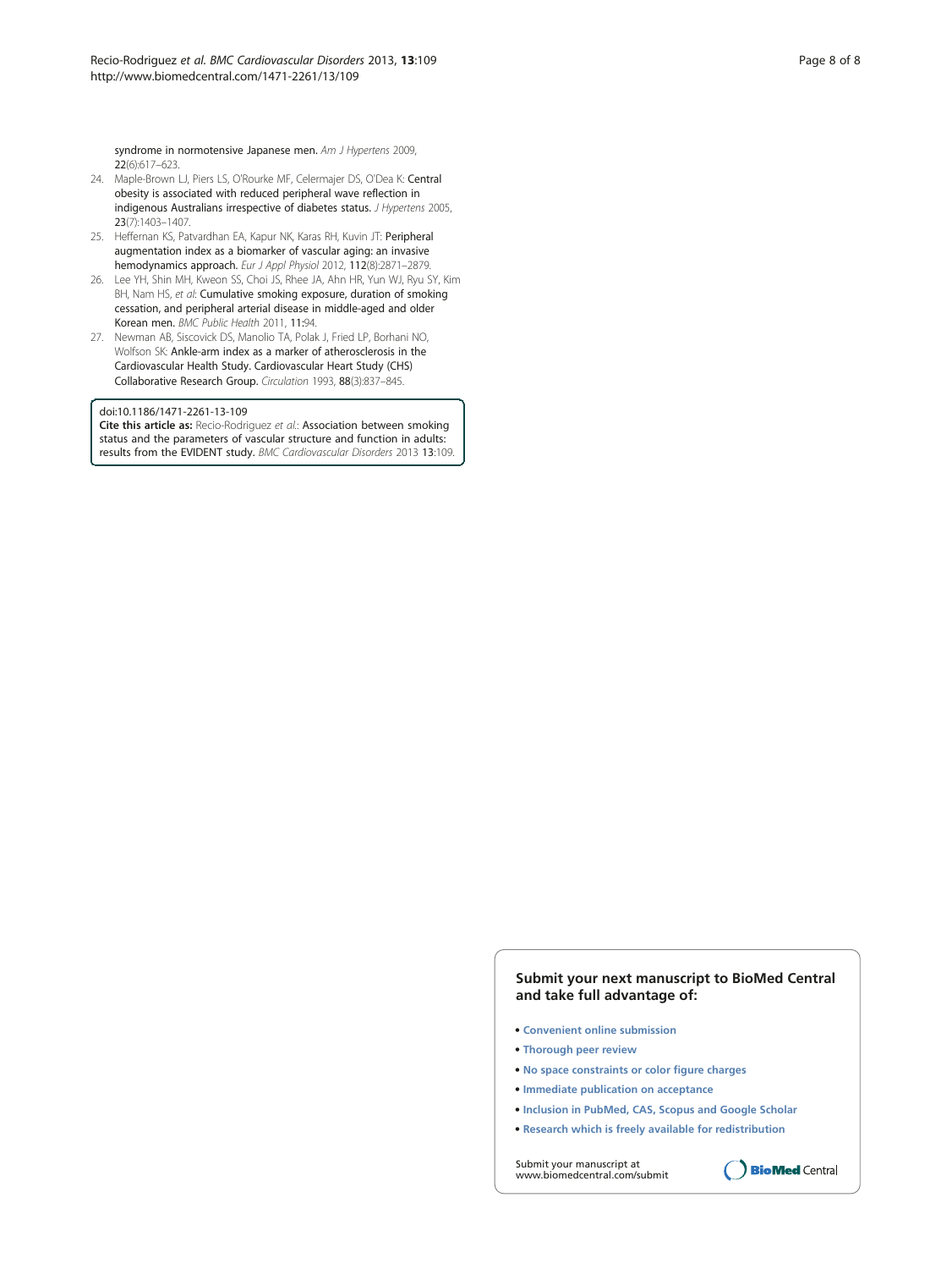syndrome in normotensive Japanese men. *Am J Hypertens* 2009, **22**(6):617–623.

24. Maple-Brown LJ, Piers LS, O'Rourke MF, Celermajer DS, O'Dea K: **Central obesity is associated with reduced peripheral wave reflection in indigenous Australians irrespective of diabetes status.** *J Hypertens* 2005, **23**(7):1403–1407.
25. Heffernan KS, Patvardhan EA, Kapur NK, Karas RH, Kuvin JT: **Peripheral augmentation index as a biomarker of vascular aging: an invasive hemodynamics approach.** *Eur J Appl Physiol* 2012, **112**(8):2871–2879.
26. Lee YH, Shin MH, Kweon SS, Choi JS, Rhee JA, Ahn HR, Yun WJ, Ryu SY, Kim BH, Nam HS, *et al*: **Cumulative smoking exposure, duration of smoking cessation, and peripheral arterial disease in middle-aged and older Korean men.** *BMC Public Health* 2011, **11**:94.
27. Newman AB, Siscovick DS, Manolio TA, Polak J, Fried LP, Borhani NO, Wolfson SK: **Ankle-arm index as a marker of atherosclerosis in the Cardiovascular Health Study. Cardiovascular Heart Study (CHS) Collaborative Research Group.** *Circulation* 1993, **88**(3):837–845.

doi:10.1186/1471-2261-13-109
**Cite this article as:** Recio-Rodriguez *et al.*: Association between smoking status and the parameters of vascular structure and function in adults: results from the EVIDENT study. *BMC Cardiovascular Disorders* 2013 **13**:109.

**Submit your next manuscript to BioMed Central and take full advantage of:**

- **Convenient online submission**
- **Thorough peer review**
- **No space constraints or color figure charges**
- **Immediate publication on acceptance**
- **Inclusion in PubMed, CAS, Scopus and Google Scholar**
- **Research which is freely available for redistribution**

Submit your manuscript at
www.biomedcentral.com/submit

BioMed Central